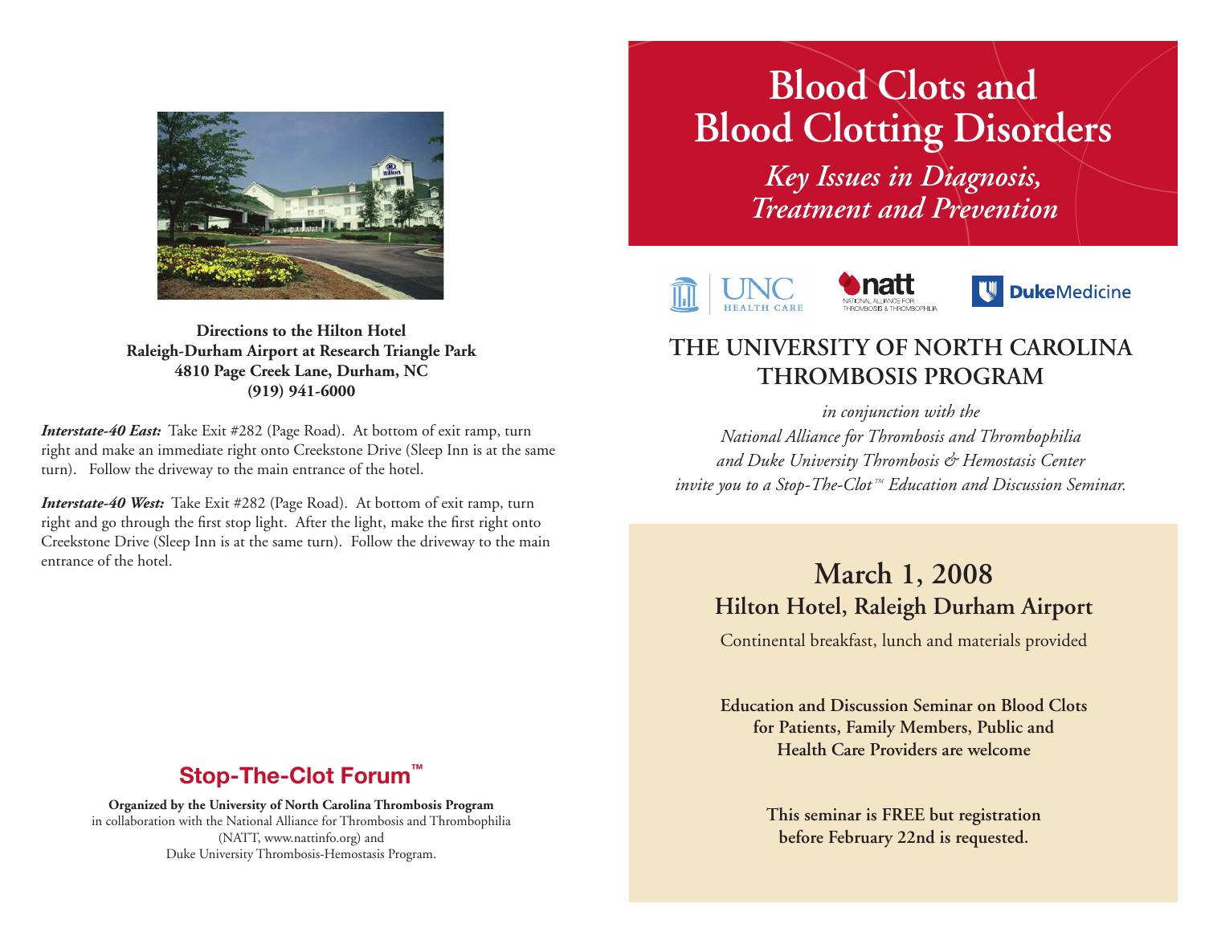**Directions to the Hilton Hotel**
**Raleigh-Durham Airport at Research Triangle Park**
**4810 Page Creek Lane, Durham, NC**
**(919) 941-6000**

***Interstate-40 East:*** Take Exit #282 (Page Road). At bottom of exit ramp, turn right and make an immediate right onto Creekstone Drive (Sleep Inn is at the same turn). Follow the driveway to the main entrance of the hotel.

***Interstate-40 West:*** Take Exit #282 (Page Road). At bottom of exit ramp, turn right and go through the first stop light. After the light, make the first right onto Creekstone Drive (Sleep Inn is at the same turn). Follow the driveway to the main entrance of the hotel.

## Stop-The-Clot Forum™

**Organized by the University of North Carolina Thrombosis Program**
in collaboration with the National Alliance for Thrombosis and Thrombophilia (NATT, www.nattinfo.org) and
Duke University Thrombosis-Hemostasis Program.

# Blood Clots and Blood Clotting Disorders

## *Key Issues in Diagnosis, Treatment and Prevention*

UNC HEALTH CARE | natt NATIONAL ALLIANCE FOR THROMBOSIS & THROMBOPHILIA | DukeMedicine

## THE UNIVERSITY OF NORTH CAROLINA THROMBOSIS PROGRAM

*in conjunction with the*
*National Alliance for Thrombosis and Thrombophilia*
*and Duke University Thrombosis & Hemostasis Center*
*invite you to a Stop-The-Clot™ Education and Discussion Seminar.*

## March 1, 2008

### Hilton Hotel, Raleigh Durham Airport

Continental breakfast, lunch and materials provided

**Education and Discussion Seminar on Blood Clots for Patients, Family Members, Public and Health Care Providers are welcome**

**This seminar is FREE but registration before February 22nd is requested.**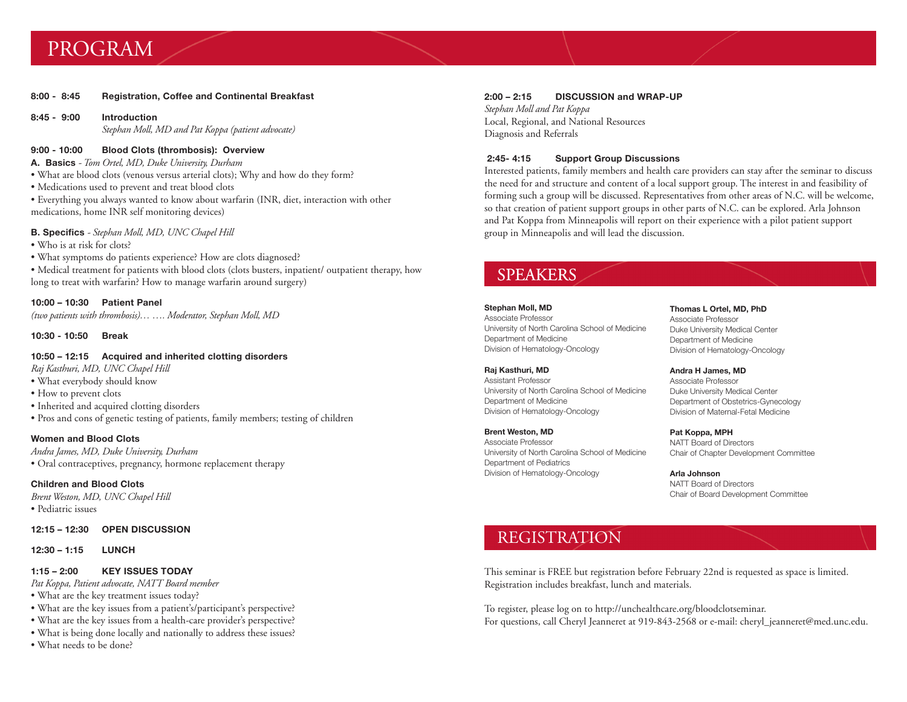# PROGRAM

**8:00 - 8:45 Registration, Coffee and Continental Breakfast**

**8:45 - 9:00 Introduction**
*Stephan Moll, MD and Pat Koppa (patient advocate)*

**9:00 - 10:00 Blood Clots (thrombosis): Overview**

**A. Basics** - *Tom Ortel, MD, Duke University, Durham*

- What are blood clots (venous versus arterial clots); Why and how do they form?
- Medications used to prevent and treat blood clots
- Everything you always wanted to know about warfarin (INR, diet, interaction with other medications, home INR self monitoring devices)

**B. Specifics** - *Stephan Moll, MD, UNC Chapel Hill*

- Who is at risk for clots?
- What symptoms do patients experience? How are clots diagnosed?
- Medical treatment for patients with blood clots (clots busters, inpatient/ outpatient therapy, how long to treat with warfarin? How to manage warfarin around surgery)

**10:00 – 10:30 Patient Panel**
*(two patients with thrombosis)… …. Moderator, Stephan Moll, MD*

**10:30 - 10:50 Break**

**10:50 – 12:15 Acquired and inherited clotting disorders**
*Raj Kasthuri, MD, UNC Chapel Hill*

- What everybody should know
- How to prevent clots
- Inherited and acquired clotting disorders
- Pros and cons of genetic testing of patients, family members; testing of children

**Women and Blood Clots**
*Andra James, MD, Duke University, Durham*

- Oral contraceptives, pregnancy, hormone replacement therapy

**Children and Blood Clots**
*Brent Weston, MD, UNC Chapel Hill*

- Pediatric issues

**12:15 – 12:30 OPEN DISCUSSION**

**12:30 – 1:15 LUNCH**

**1:15 – 2:00 KEY ISSUES TODAY**
*Pat Koppa, Patient advocate, NATT Board member*

- What are the key treatment issues today?
- What are the key issues from a patient's/participant's perspective?
- What are the key issues from a health-care provider's perspective?
- What is being done locally and nationally to address these issues?
- What needs to be done?

**2:00 – 2:15 DISCUSSION and WRAP-UP**
*Stephan Moll and Pat Koppa*
Local, Regional, and National Resources
Diagnosis and Referrals

**2:45- 4:15 Support Group Discussions**
Interested patients, family members and health care providers can stay after the seminar to discuss the need for and structure and content of a local support group. The interest in and feasibility of forming such a group will be discussed. Representatives from other areas of N.C. will be welcome, so that creation of patient support groups in other parts of N.C. can be explored. Arla Johnson and Pat Koppa from Minneapolis will report on their experience with a pilot patient support group in Minneapolis and will lead the discussion.

# SPEAKERS

**Stephan Moll, MD**
Associate Professor
University of North Carolina School of Medicine
Department of Medicine
Division of Hematology-Oncology

**Raj Kasthuri, MD**
Assistant Professor
University of North Carolina School of Medicine
Department of Medicine
Division of Hematology-Oncology

**Brent Weston, MD**
Associate Professor
University of North Carolina School of Medicine
Department of Pediatrics
Division of Hematology-Oncology

**Thomas L Ortel, MD, PhD**
Associate Professor
Duke University Medical Center
Department of Medicine
Division of Hematology-Oncology

**Andra H James, MD**
Associate Professor
Duke University Medical Center
Department of Obstetrics-Gynecology
Division of Maternal-Fetal Medicine

**Pat Koppa, MPH**
NATT Board of Directors
Chair of Chapter Development Committee

**Arla Johnson**
NATT Board of Directors
Chair of Board Development Committee

# REGISTRATION

This seminar is FREE but registration before February 22nd is requested as space is limited. Registration includes breakfast, lunch and materials.

To register, please log on to http://unchealthcare.org/bloodclotseminar.
For questions, call Cheryl Jeanneret at 919-843-2568 or e-mail: cheryl_jeanneret@med.unc.edu.